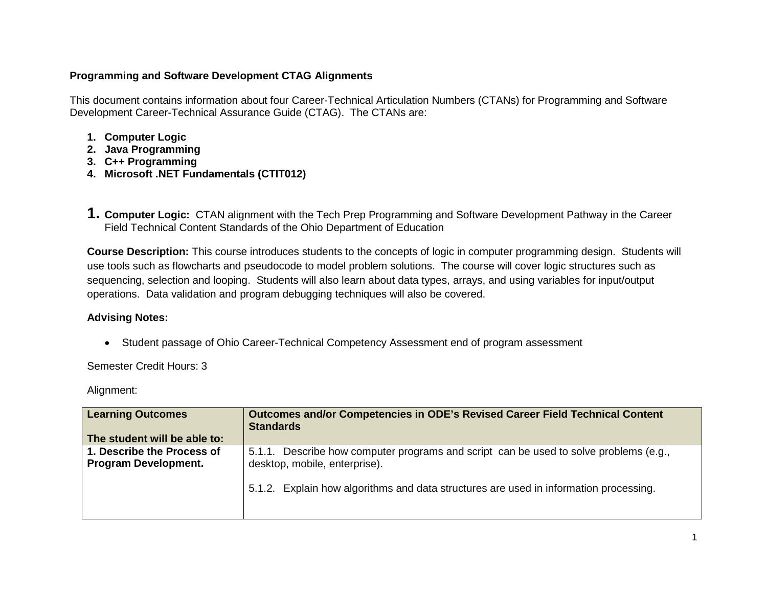**Programming and Software Development CTAG Alignments**

This document contains information about four Career-Technical Articulation Numbers (CTANs) for Programming and Software Development Career-Technical Assurance Guide (CTAG). The CTANs are:

1. **Computer Logic**
2. **Java Programming**
3. **C++ Programming**
4. **Microsoft .NET Fundamentals (CTIT012)**

## 1. **Computer Logic:** CTAN alignment with the Tech Prep Programming and Software Development Pathway in the Career Field Technical Content Standards of the Ohio Department of Education

**Course Description:** This course introduces students to the concepts of logic in computer programming design. Students will use tools such as flowcharts and pseudocode to model problem solutions. The course will cover logic structures such as sequencing, selection and looping. Students will also learn about data types, arrays, and using variables for input/output operations. Data validation and program debugging techniques will also be covered.

**Advising Notes:**

- Student passage of Ohio Career-Technical Competency Assessment end of program assessment

Semester Credit Hours: 3

Alignment:

| **Learning Outcomes**<br><br>**The student will be able to:** | **Outcomes and/or Competencies in ODE's Revised Career Field Technical Content Standards** |
|---|---|
| **1. Describe the Process of Program Development.** | 5.1.1. Describe how computer programs and script can be used to solve problems (e.g., desktop, mobile, enterprise).<br><br>5.1.2. Explain how algorithms and data structures are used in information processing. |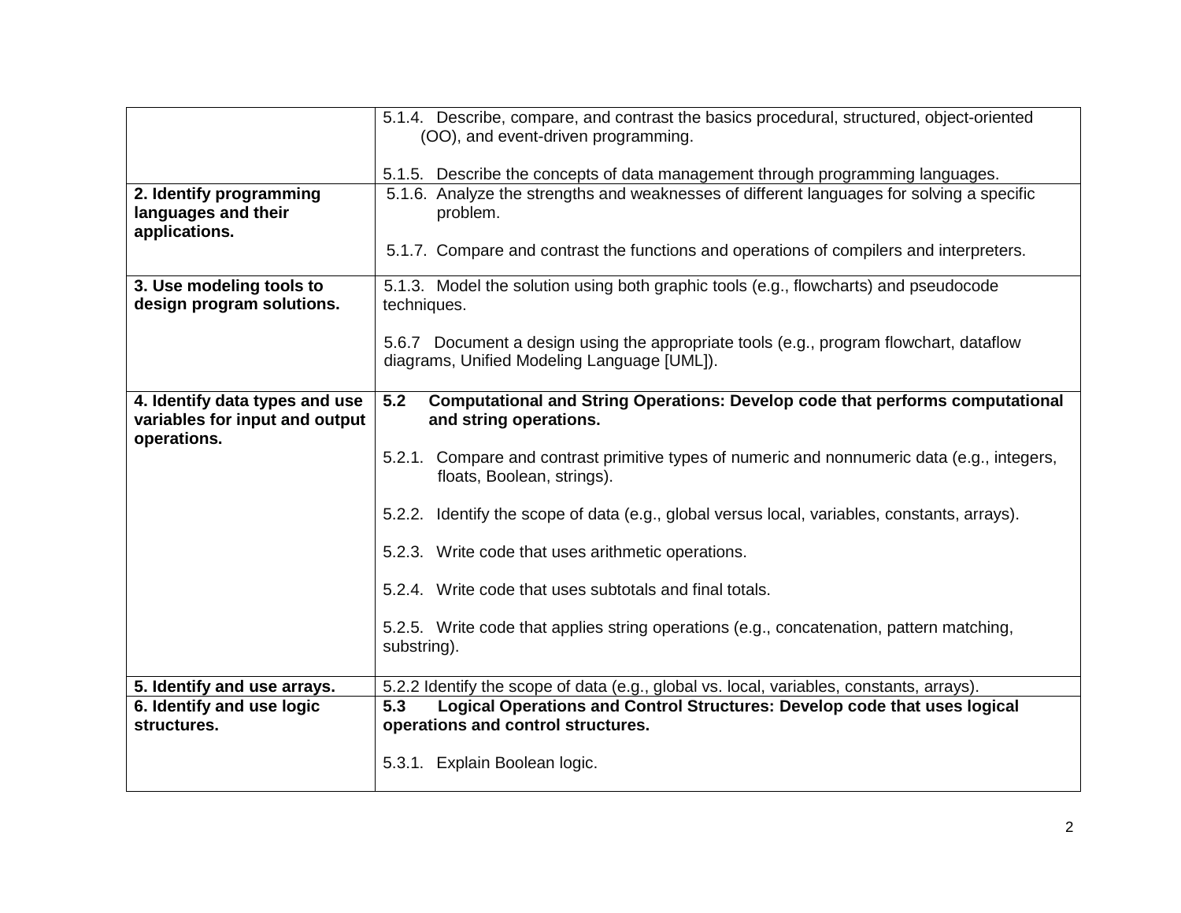| | |
|---|---|
| | 5.1.4. Describe, compare, and contrast the basics procedural, structured, object-oriented (OO), and event-driven programming.<br><br>5.1.5. Describe the concepts of data management through programming languages. |
| **2. Identify programming languages and their applications.** | 5.1.6. Analyze the strengths and weaknesses of different languages for solving a specific problem.<br><br>5.1.7. Compare and contrast the functions and operations of compilers and interpreters. |
| **3. Use modeling tools to design program solutions.** | 5.1.3. Model the solution using both graphic tools (e.g., flowcharts) and pseudocode techniques.<br><br>5.6.7 Document a design using the appropriate tools (e.g., program flowchart, dataflow diagrams, Unified Modeling Language [UML]). |
| **4. Identify data types and use variables for input and output operations.** | **5.2 Computational and String Operations: Develop code that performs computational and string operations.**<br><br>5.2.1. Compare and contrast primitive types of numeric and nonnumeric data (e.g., integers, floats, Boolean, strings).<br><br>5.2.2. Identify the scope of data (e.g., global versus local, variables, constants, arrays).<br><br>5.2.3. Write code that uses arithmetic operations.<br><br>5.2.4. Write code that uses subtotals and final totals.<br><br>5.2.5. Write code that applies string operations (e.g., concatenation, pattern matching, substring). |
| **5. Identify and use arrays.** | 5.2.2 Identify the scope of data (e.g., global vs. local, variables, constants, arrays). |
| **6. Identify and use logic structures.** | **5.3 Logical Operations and Control Structures: Develop code that uses logical operations and control structures.**<br><br>5.3.1. Explain Boolean logic. |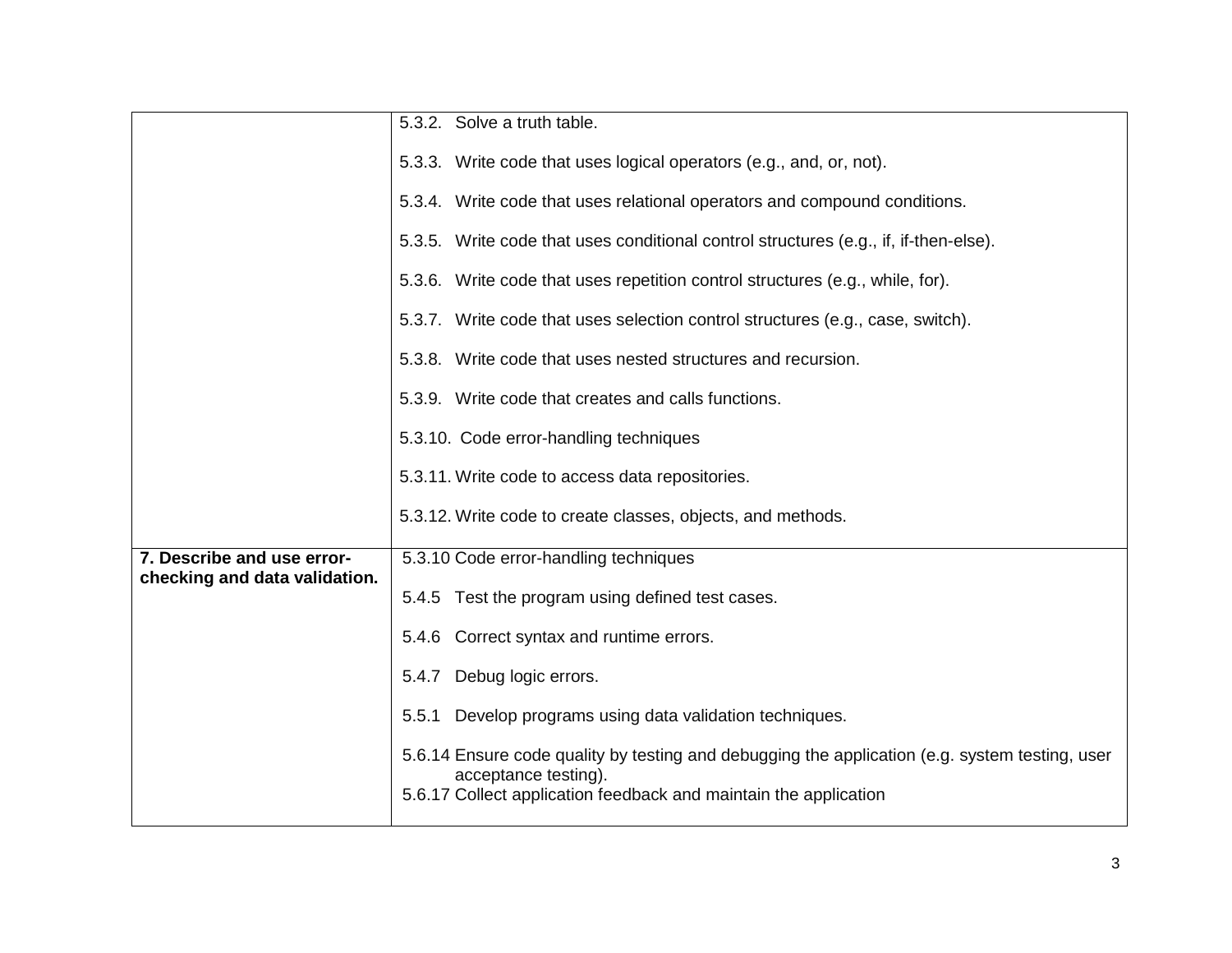| | |
|---|---|
| | 5.3.2. Solve a truth table.<br><br>5.3.3. Write code that uses logical operators (e.g., and, or, not).<br><br>5.3.4. Write code that uses relational operators and compound conditions.<br><br>5.3.5. Write code that uses conditional control structures (e.g., if, if-then-else).<br><br>5.3.6. Write code that uses repetition control structures (e.g., while, for).<br><br>5.3.7. Write code that uses selection control structures (e.g., case, switch).<br><br>5.3.8. Write code that uses nested structures and recursion.<br><br>5.3.9. Write code that creates and calls functions.<br><br>5.3.10. Code error-handling techniques<br><br>5.3.11. Write code to access data repositories.<br><br>5.3.12. Write code to create classes, objects, and methods. |
| **7. Describe and use error-checking and data validation.** | 5.3.10 Code error-handling techniques<br><br>5.4.5 Test the program using defined test cases.<br><br>5.4.6 Correct syntax and runtime errors.<br><br>5.4.7 Debug logic errors.<br><br>5.5.1 Develop programs using data validation techniques.<br><br>5.6.14 Ensure code quality by testing and debugging the application (e.g. system testing, user acceptance testing).<br>5.6.17 Collect application feedback and maintain the application |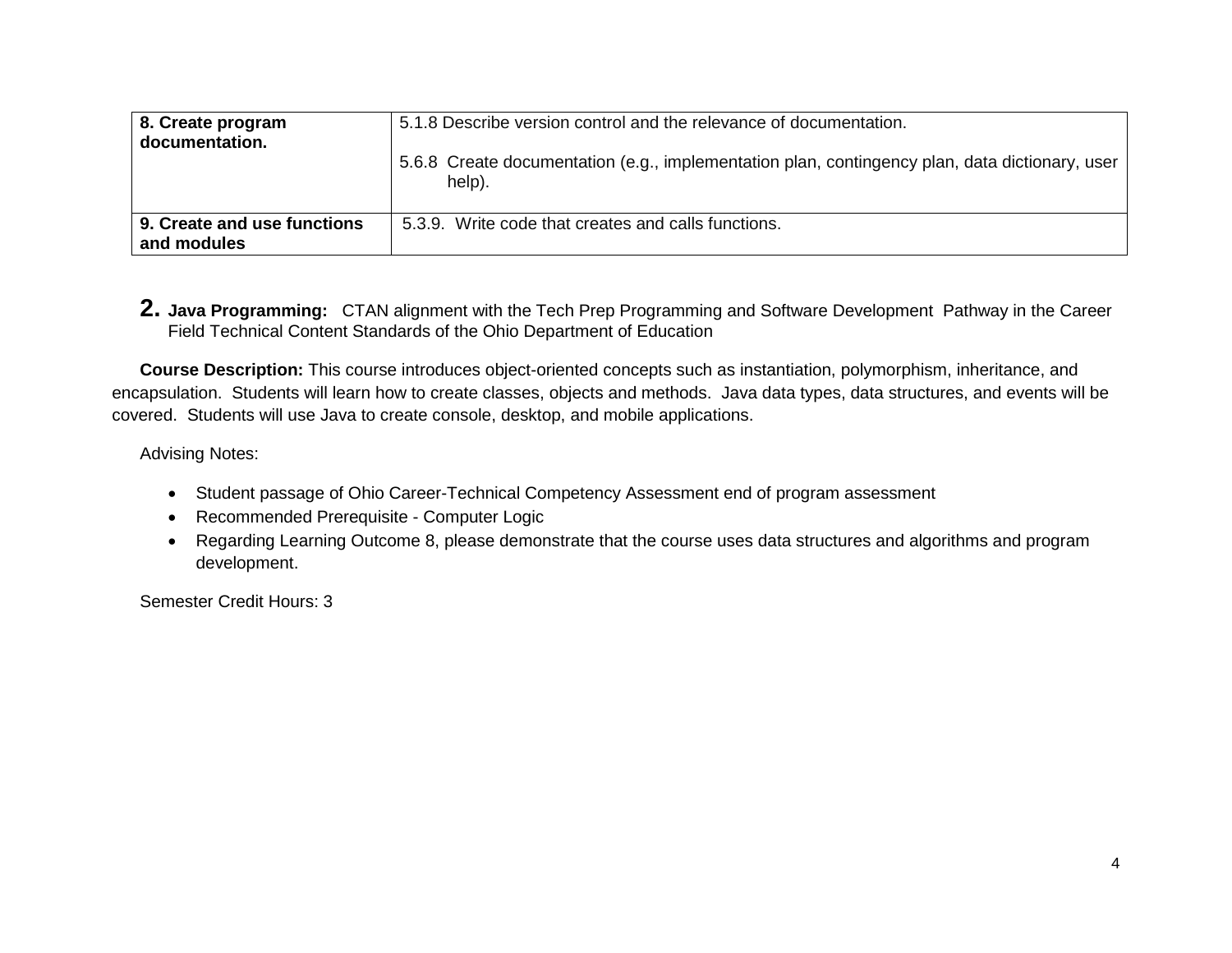| 8. Create program documentation. | 5.1.8 Describe version control and the relevance of documentation.<br><br>5.6.8 Create documentation (e.g., implementation plan, contingency plan, data dictionary, user help). |
|---|---|
| **9. Create and use functions and modules** | 5.3.9. Write code that creates and calls functions. |

## 2. Java Programming:

CTAN alignment with the Tech Prep Programming and Software Development Pathway in the Career Field Technical Content Standards of the Ohio Department of Education

**Course Description:** This course introduces object-oriented concepts such as instantiation, polymorphism, inheritance, and encapsulation. Students will learn how to create classes, objects and methods. Java data types, data structures, and events will be covered. Students will use Java to create console, desktop, and mobile applications.

Advising Notes:

- Student passage of Ohio Career-Technical Competency Assessment end of program assessment
- Recommended Prerequisite - Computer Logic
- Regarding Learning Outcome 8, please demonstrate that the course uses data structures and algorithms and program development.

Semester Credit Hours: 3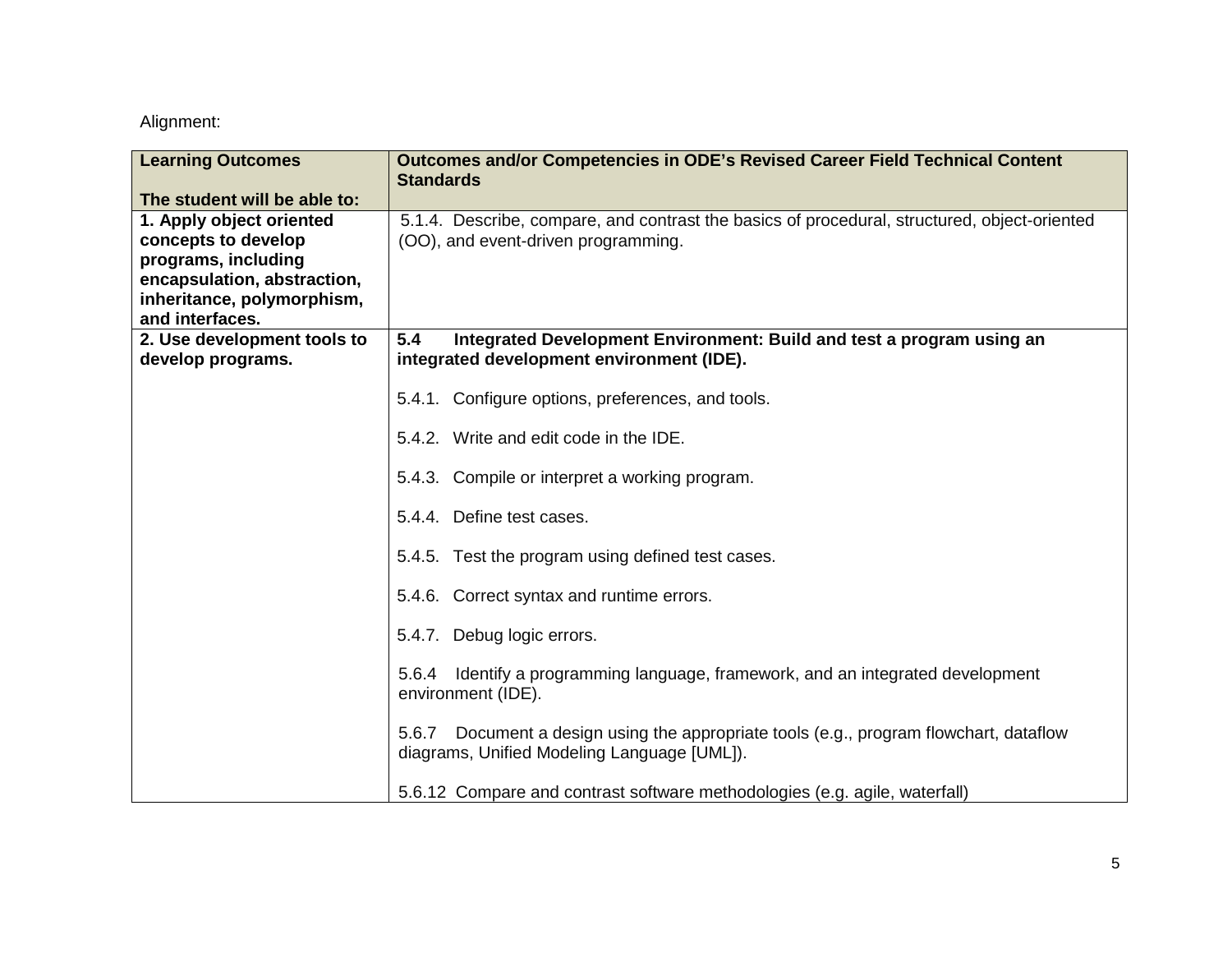Alignment:

| **Learning Outcomes**<br><br>**The student will be able to:** | **Outcomes and/or Competencies in ODE's Revised Career Field Technical Content Standards** |
|---|---|
| **1. Apply object oriented concepts to develop programs, including encapsulation, abstraction, inheritance, polymorphism, and interfaces.** | 5.1.4. Describe, compare, and contrast the basics of procedural, structured, object-oriented (OO), and event-driven programming. |
| **2. Use development tools to develop programs.** | **5.4 Integrated Development Environment: Build and test a program using an integrated development environment (IDE).**<br><br>5.4.1. Configure options, preferences, and tools.<br><br>5.4.2. Write and edit code in the IDE.<br><br>5.4.3. Compile or interpret a working program.<br><br>5.4.4. Define test cases.<br><br>5.4.5. Test the program using defined test cases.<br><br>5.4.6. Correct syntax and runtime errors.<br><br>5.4.7. Debug logic errors.<br><br>5.6.4 Identify a programming language, framework, and an integrated development environment (IDE).<br><br>5.6.7 Document a design using the appropriate tools (e.g., program flowchart, dataflow diagrams, Unified Modeling Language [UML]).<br><br>5.6.12 Compare and contrast software methodologies (e.g. agile, waterfall) |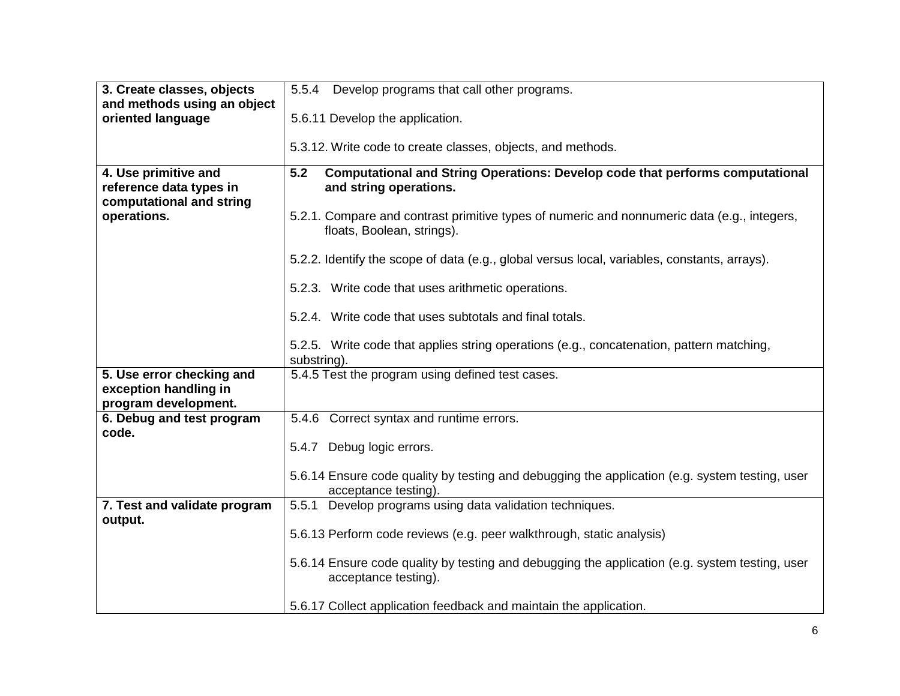| | |
|---|---|
| **3. Create classes, objects and methods using an object oriented language** | 5.5.4 Develop programs that call other programs.<br><br>5.6.11 Develop the application.<br><br>5.3.12. Write code to create classes, objects, and methods. |
| **4. Use primitive and reference data types in computational and string operations.** | **5.2 Computational and String Operations: Develop code that performs computational and string operations.**<br><br>5.2.1. Compare and contrast primitive types of numeric and nonnumeric data (e.g., integers, floats, Boolean, strings).<br><br>5.2.2. Identify the scope of data (e.g., global versus local, variables, constants, arrays).<br><br>5.2.3. Write code that uses arithmetic operations.<br><br>5.2.4. Write code that uses subtotals and final totals.<br><br>5.2.5. Write code that applies string operations (e.g., concatenation, pattern matching, substring). |
| **5. Use error checking and exception handling in program development.** | 5.4.5 Test the program using defined test cases. |
| **6. Debug and test program code.** | 5.4.6 Correct syntax and runtime errors.<br><br>5.4.7 Debug logic errors.<br><br>5.6.14 Ensure code quality by testing and debugging the application (e.g. system testing, user acceptance testing). |
| **7. Test and validate program output.** | 5.5.1 Develop programs using data validation techniques.<br><br>5.6.13 Perform code reviews (e.g. peer walkthrough, static analysis)<br><br>5.6.14 Ensure code quality by testing and debugging the application (e.g. system testing, user acceptance testing).<br><br>5.6.17 Collect application feedback and maintain the application. |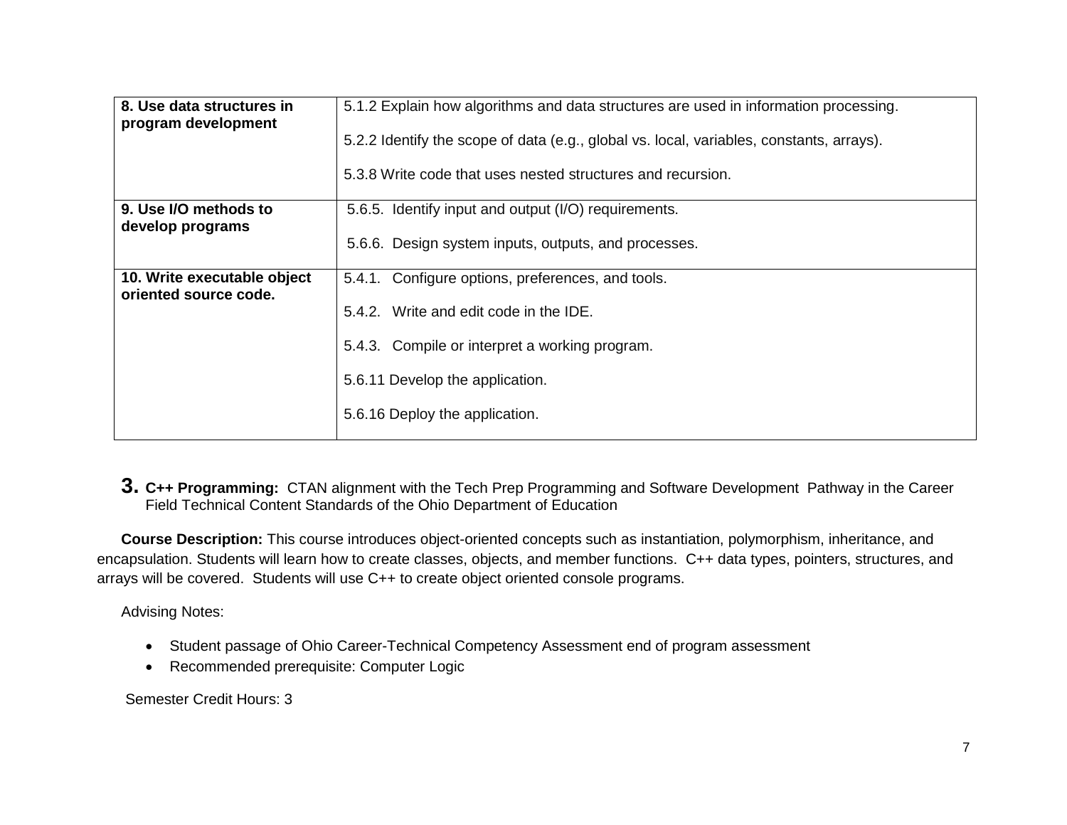| | |
|---|---|
| **8. Use data structures in program development** | 5.1.2 Explain how algorithms and data structures are used in information processing.<br><br>5.2.2 Identify the scope of data (e.g., global vs. local, variables, constants, arrays).<br><br>5.3.8 Write code that uses nested structures and recursion. |
| **9. Use I/O methods to develop programs** | 5.6.5. Identify input and output (I/O) requirements.<br><br>5.6.6. Design system inputs, outputs, and processes. |
| **10. Write executable object oriented source code.** | 5.4.1. Configure options, preferences, and tools.<br><br>5.4.2. Write and edit code in the IDE.<br><br>5.4.3. Compile or interpret a working program.<br><br>5.6.11 Develop the application.<br><br>5.6.16 Deploy the application. |

**3. C++ Programming:** CTAN alignment with the Tech Prep Programming and Software Development Pathway in the Career Field Technical Content Standards of the Ohio Department of Education

**Course Description:** This course introduces object-oriented concepts such as instantiation, polymorphism, inheritance, and encapsulation. Students will learn how to create classes, objects, and member functions. C++ data types, pointers, structures, and arrays will be covered. Students will use C++ to create object oriented console programs.

Advising Notes:

- Student passage of Ohio Career-Technical Competency Assessment end of program assessment
- Recommended prerequisite: Computer Logic

Semester Credit Hours: 3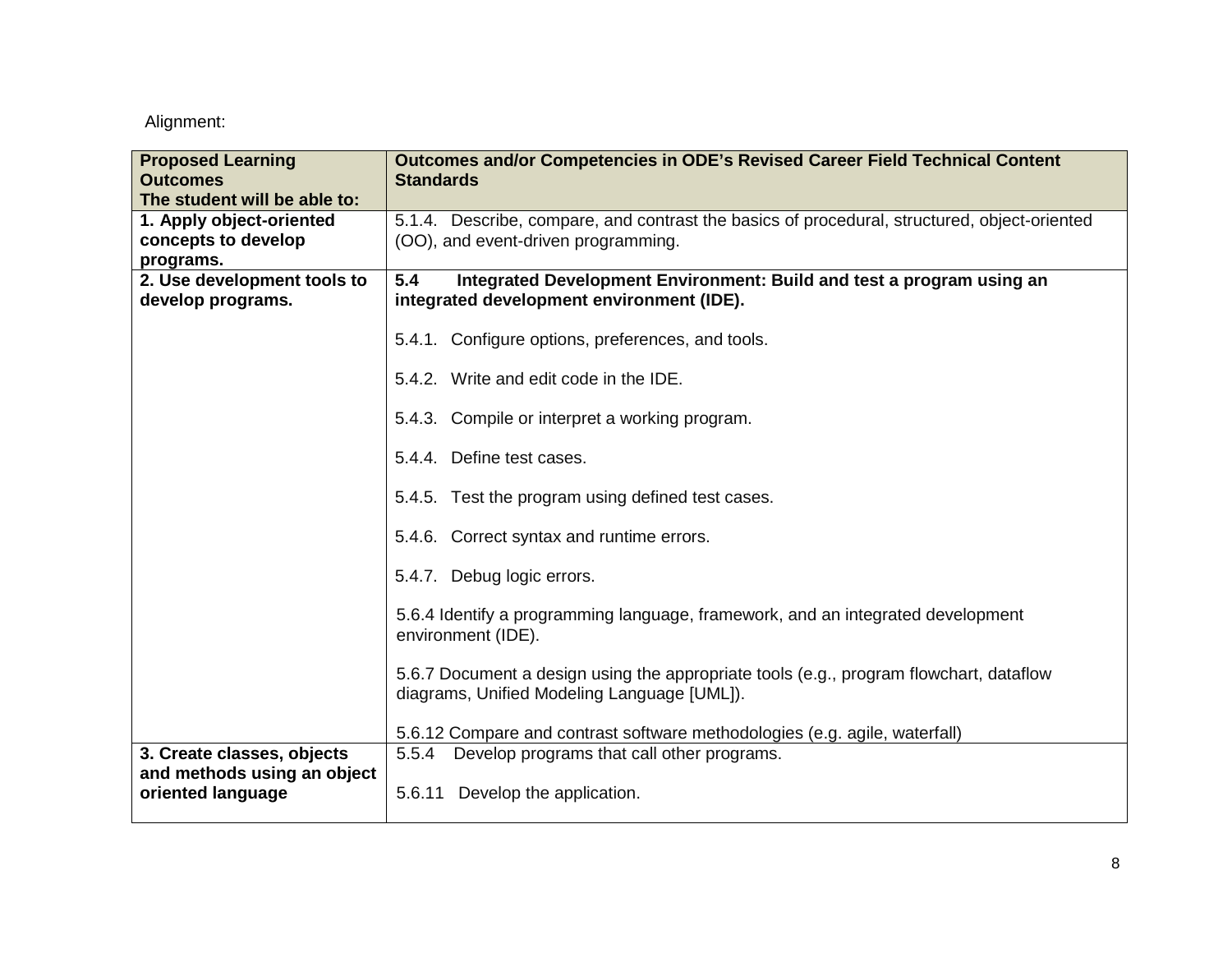Alignment:

| **Proposed Learning Outcomes The student will be able to:** | **Outcomes and/or Competencies in ODE's Revised Career Field Technical Content Standards** |
|---|---|
| **1. Apply object-oriented concepts to develop programs.** | 5.1.4. Describe, compare, and contrast the basics of procedural, structured, object-oriented (OO), and event-driven programming. |
| **2. Use development tools to develop programs.** | **5.4 Integrated Development Environment: Build and test a program using an integrated development environment (IDE).**<br><br>5.4.1. Configure options, preferences, and tools.<br><br>5.4.2. Write and edit code in the IDE.<br><br>5.4.3. Compile or interpret a working program.<br><br>5.4.4. Define test cases.<br><br>5.4.5. Test the program using defined test cases.<br><br>5.4.6. Correct syntax and runtime errors.<br><br>5.4.7. Debug logic errors.<br><br>5.6.4 Identify a programming language, framework, and an integrated development environment (IDE).<br><br>5.6.7 Document a design using the appropriate tools (e.g., program flowchart, dataflow diagrams, Unified Modeling Language [UML]).<br><br>5.6.12 Compare and contrast software methodologies (e.g. agile, waterfall) |
| **3. Create classes, objects and methods using an object oriented language** | 5.5.4 Develop programs that call other programs.<br><br>5.6.11 Develop the application. |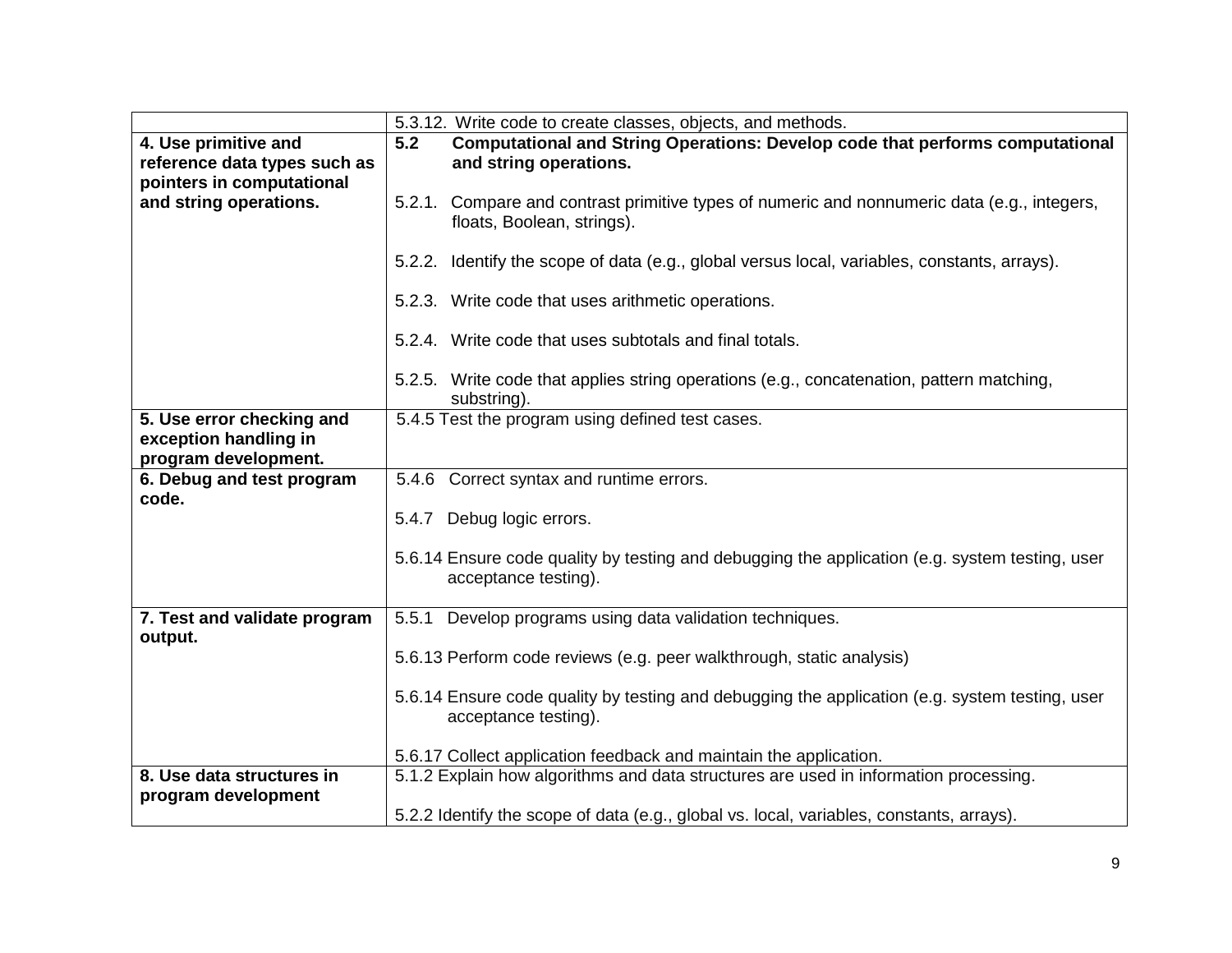| | |
|---|---|
| | 5.3.12. Write code to create classes, objects, and methods. |
| **4. Use primitive and reference data types such as pointers in computational and string operations.** | **5.2 Computational and String Operations: Develop code that performs computational and string operations.**<br><br>5.2.1. Compare and contrast primitive types of numeric and nonnumeric data (e.g., integers, floats, Boolean, strings).<br><br>5.2.2. Identify the scope of data (e.g., global versus local, variables, constants, arrays).<br><br>5.2.3. Write code that uses arithmetic operations.<br><br>5.2.4. Write code that uses subtotals and final totals.<br><br>5.2.5. Write code that applies string operations (e.g., concatenation, pattern matching, substring). |
| **5. Use error checking and exception handling in program development.** | 5.4.5 Test the program using defined test cases. |
| **6. Debug and test program code.** | 5.4.6 Correct syntax and runtime errors.<br><br>5.4.7 Debug logic errors.<br><br>5.6.14 Ensure code quality by testing and debugging the application (e.g. system testing, user acceptance testing). |
| **7. Test and validate program output.** | 5.5.1 Develop programs using data validation techniques.<br><br>5.6.13 Perform code reviews (e.g. peer walkthrough, static analysis)<br><br>5.6.14 Ensure code quality by testing and debugging the application (e.g. system testing, user acceptance testing).<br><br>5.6.17 Collect application feedback and maintain the application. |
| **8. Use data structures in program development** | 5.1.2 Explain how algorithms and data structures are used in information processing.<br><br>5.2.2 Identify the scope of data (e.g., global vs. local, variables, constants, arrays). |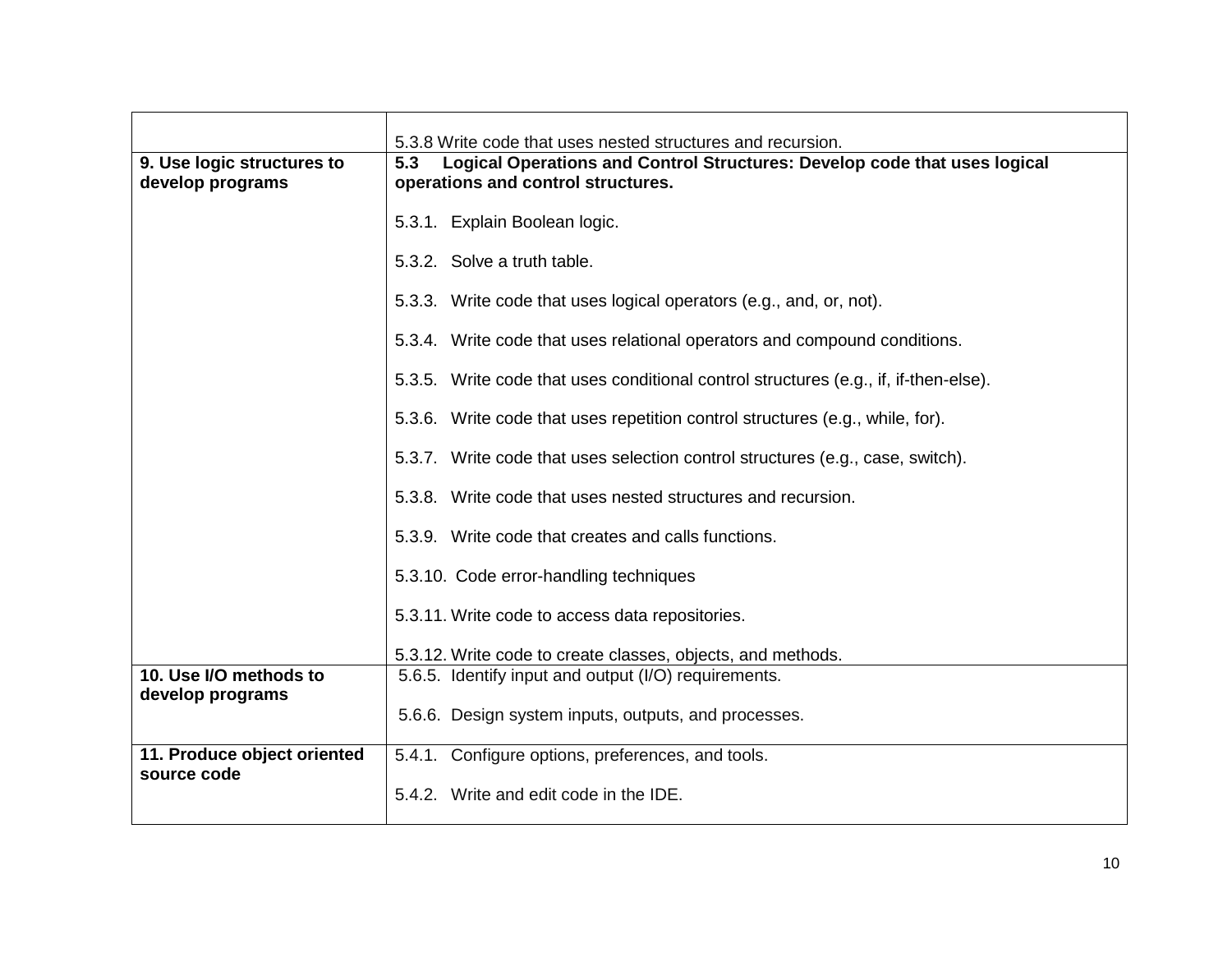| | |
|---|---|
| | 5.3.8 Write code that uses nested structures and recursion. |
| **9. Use logic structures to develop programs** | **5.3 Logical Operations and Control Structures: Develop code that uses logical operations and control structures.**<br><br>5.3.1. Explain Boolean logic.<br><br>5.3.2. Solve a truth table.<br><br>5.3.3. Write code that uses logical operators (e.g., and, or, not).<br><br>5.3.4. Write code that uses relational operators and compound conditions.<br><br>5.3.5. Write code that uses conditional control structures (e.g., if, if-then-else).<br><br>5.3.6. Write code that uses repetition control structures (e.g., while, for).<br><br>5.3.7. Write code that uses selection control structures (e.g., case, switch).<br><br>5.3.8. Write code that uses nested structures and recursion.<br><br>5.3.9. Write code that creates and calls functions.<br><br>5.3.10. Code error-handling techniques<br><br>5.3.11. Write code to access data repositories.<br><br>5.3.12. Write code to create classes, objects, and methods. |
| **10. Use I/O methods to develop programs** | 5.6.5. Identify input and output (I/O) requirements.<br><br>5.6.6. Design system inputs, outputs, and processes. |
| **11. Produce object oriented source code** | 5.4.1. Configure options, preferences, and tools.<br><br>5.4.2. Write and edit code in the IDE. |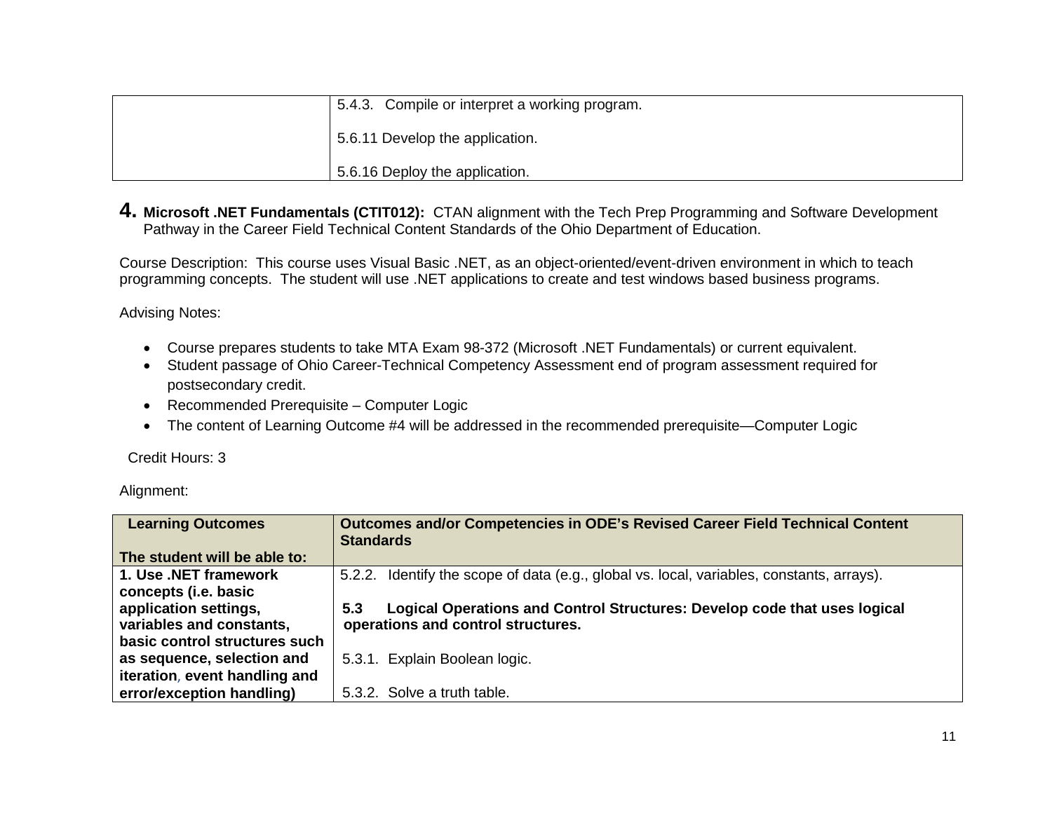| | |
|---|---|
| | 5.4.3. Compile or interpret a working program.<br><br>5.6.11 Develop the application.<br><br>5.6.16 Deploy the application. |

## 4. **Microsoft .NET Fundamentals (CTIT012):** CTAN alignment with the Tech Prep Programming and Software Development Pathway in the Career Field Technical Content Standards of the Ohio Department of Education.

Course Description: This course uses Visual Basic .NET, as an object-oriented/event-driven environment in which to teach programming concepts. The student will use .NET applications to create and test windows based business programs.

Advising Notes:

- Course prepares students to take MTA Exam 98-372 (Microsoft .NET Fundamentals) or current equivalent.
- Student passage of Ohio Career-Technical Competency Assessment end of program assessment required for postsecondary credit.
- Recommended Prerequisite – Computer Logic
- The content of Learning Outcome #4 will be addressed in the recommended prerequisite—Computer Logic

Credit Hours: 3

Alignment:

| **Learning Outcomes**<br><br>**The student will be able to:** | **Outcomes and/or Competencies in ODE's Revised Career Field Technical Content Standards** |
|---|---|
| **1. Use .NET framework concepts (i.e. basic application settings, variables and constants, basic control structures such as sequence, selection and iteration, event handling and error/exception handling)** | 5.2.2. Identify the scope of data (e.g., global vs. local, variables, constants, arrays).<br><br>**5.3 Logical Operations and Control Structures: Develop code that uses logical operations and control structures.**<br><br>5.3.1. Explain Boolean logic.<br><br>5.3.2. Solve a truth table. |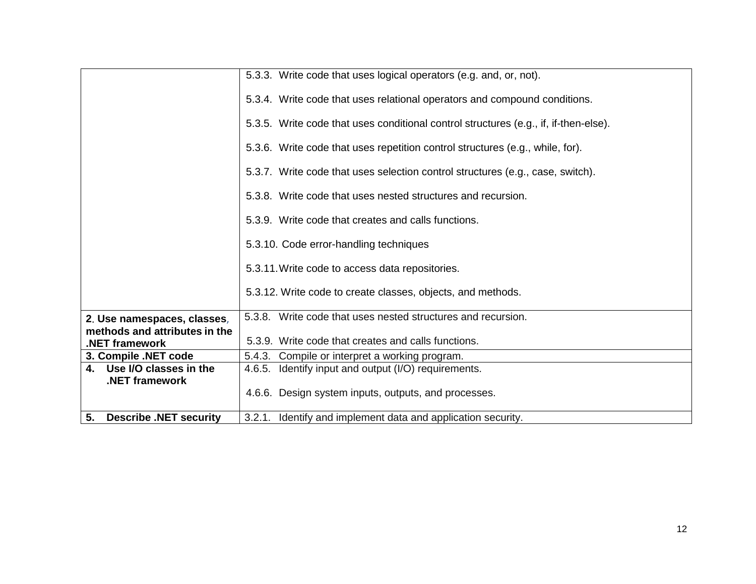| | |
|---|---|
| | 5.3.3. Write code that uses logical operators (e.g. and, or, not).<br><br>5.3.4. Write code that uses relational operators and compound conditions.<br><br>5.3.5. Write code that uses conditional control structures (e.g., if, if-then-else).<br><br>5.3.6. Write code that uses repetition control structures (e.g., while, for).<br><br>5.3.7. Write code that uses selection control structures (e.g., case, switch).<br><br>5.3.8. Write code that uses nested structures and recursion.<br><br>5.3.9. Write code that creates and calls functions.<br><br>5.3.10. Code error-handling techniques<br><br>5.3.11. Write code to access data repositories.<br><br>5.3.12. Write code to create classes, objects, and methods. |
| **2. Use namespaces, classes, methods and attributes in the .NET framework** | 5.3.8. Write code that uses nested structures and recursion.<br><br>5.3.9. Write code that creates and calls functions. |
| **3. Compile .NET code** | 5.4.3. Compile or interpret a working program. |
| **4. Use I/O classes in the .NET framework** | 4.6.5. Identify input and output (I/O) requirements.<br><br>4.6.6. Design system inputs, outputs, and processes. |
| **5. Describe .NET security** | 3.2.1. Identify and implement data and application security. |